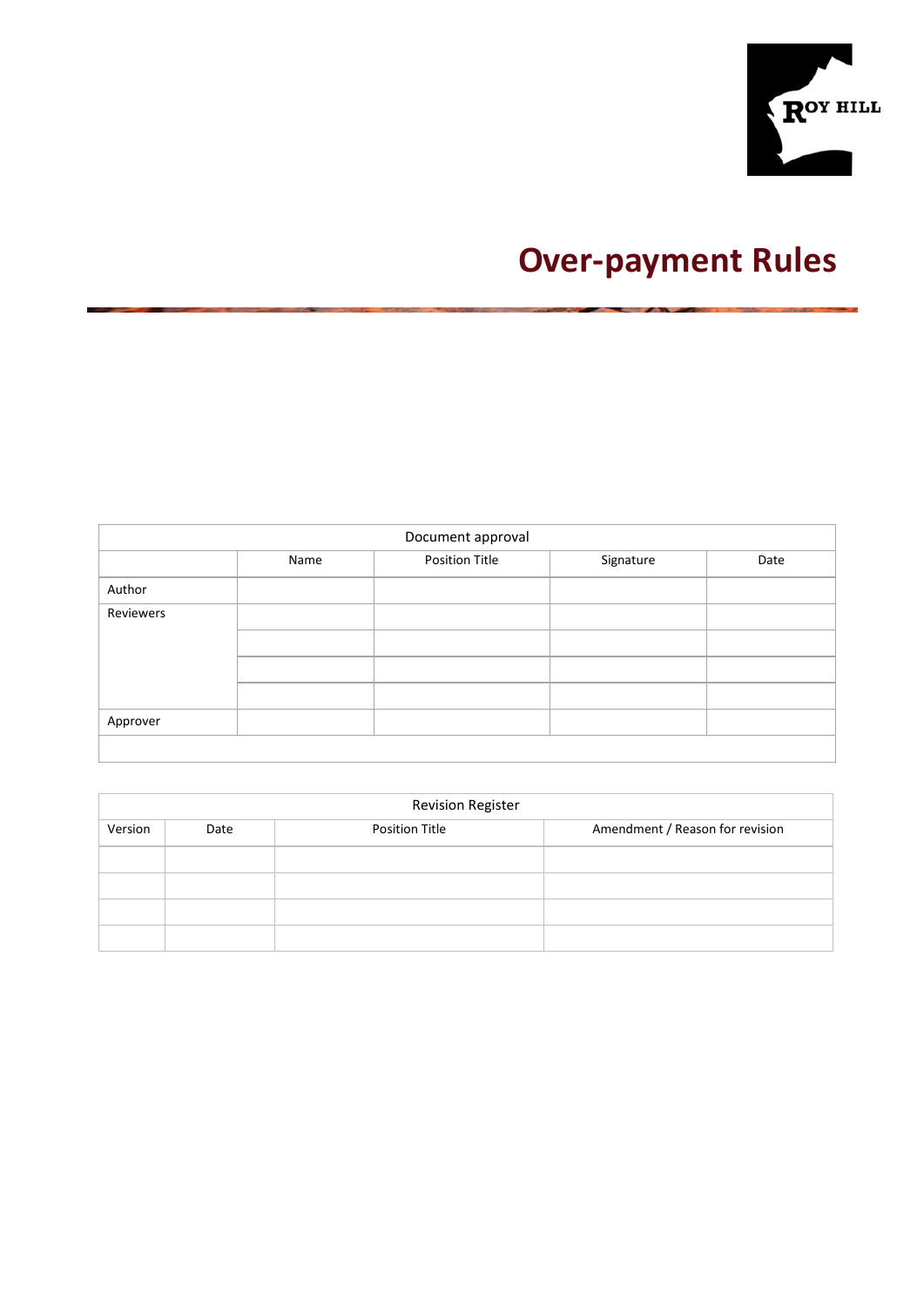# Over-payment Rules

| Document approval | | | | |
|---|---|---|---|---|
| | Name | Position Title | Signature | Date |
| Author | | | | |
| Reviewers | | | | |
| | | | | |
| | | | | |
| | | | | |
| Approver | | | | |
| | | | | |

| Revision Register | | | |
|---|---|---|---|
| Version | Date | Position Title | Amendment / Reason for revision |
| | | | |
| | | | |
| | | | |
| | | | |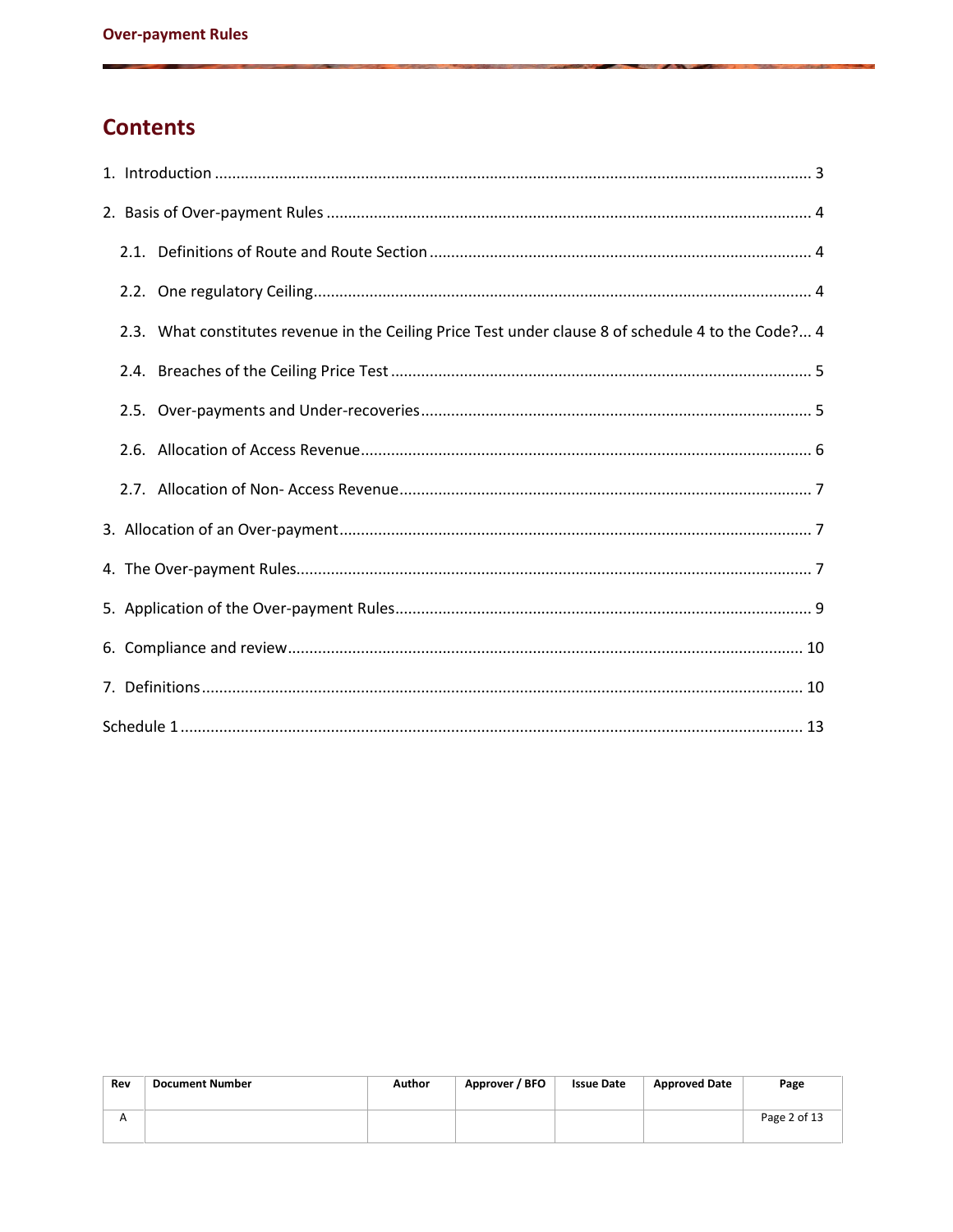# Contents

1. Introduction ........................................................................................................................................ 3

2. Basis of Over-payment Rules ................................................................................................................ 4

   2.1. Definitions of Route and Route Section ........................................................................................ 4

   2.2. One regulatory Ceiling.................................................................................................................. 4

   2.3. What constitutes revenue in the Ceiling Price Test under clause 8 of schedule 4 to the Code?... 4

   2.4. Breaches of the Ceiling Price Test ................................................................................................. 5

   2.5. Over-payments and Under-recoveries .......................................................................................... 5

   2.6. Allocation of Access Revenue ........................................................................................................ 6

   2.7. Allocation of Non- Access Revenue ............................................................................................... 7

3. Allocation of an Over-payment ............................................................................................................. 7

4. The Over-payment Rules....................................................................................................................... 7

5. Application of the Over-payment Rules ................................................................................................ 9

6. Compliance and review ...................................................................................................................... 10

7. Definitions .......................................................................................................................................... 10

Schedule 1 .............................................................................................................................................. 13

| Rev | Document Number | Author | Approver / BFO | Issue Date | Approved Date | Page |
|---|---|---|---|---|---|---|
| A | | | | | | Page 2 of 13 |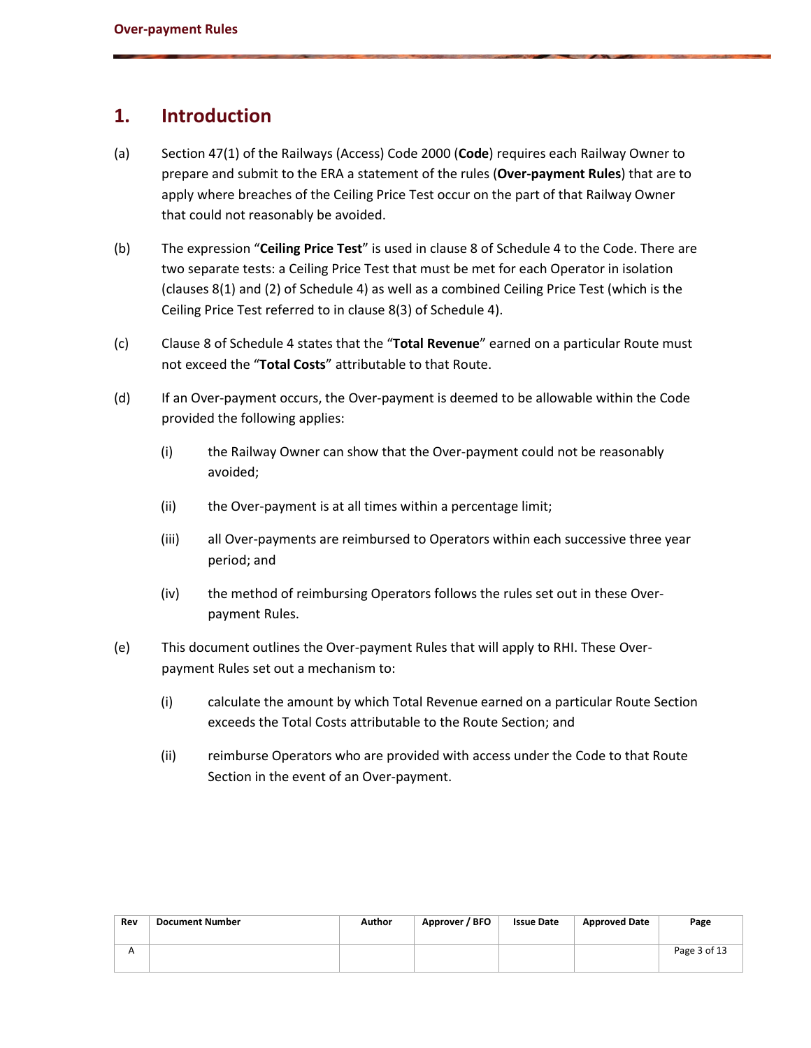# 1. Introduction

(a) Section 47(1) of the Railways (Access) Code 2000 (**Code**) requires each Railway Owner to prepare and submit to the ERA a statement of the rules (**Over-payment Rules**) that are to apply where breaches of the Ceiling Price Test occur on the part of that Railway Owner that could not reasonably be avoided.

(b) The expression "**Ceiling Price Test**" is used in clause 8 of Schedule 4 to the Code. There are two separate tests: a Ceiling Price Test that must be met for each Operator in isolation (clauses 8(1) and (2) of Schedule 4) as well as a combined Ceiling Price Test (which is the Ceiling Price Test referred to in clause 8(3) of Schedule 4).

(c) Clause 8 of Schedule 4 states that the "**Total Revenue**" earned on a particular Route must not exceed the "**Total Costs**" attributable to that Route.

(d) If an Over-payment occurs, the Over-payment is deemed to be allowable within the Code provided the following applies:

  (i) the Railway Owner can show that the Over-payment could not be reasonably avoided;

  (ii) the Over-payment is at all times within a percentage limit;

  (iii) all Over-payments are reimbursed to Operators within each successive three year period; and

  (iv) the method of reimbursing Operators follows the rules set out in these Over-payment Rules.

(e) This document outlines the Over-payment Rules that will apply to RHI. These Over-payment Rules set out a mechanism to:

  (i) calculate the amount by which Total Revenue earned on a particular Route Section exceeds the Total Costs attributable to the Route Section; and

  (ii) reimburse Operators who are provided with access under the Code to that Route Section in the event of an Over-payment.

| Rev | Document Number | Author | Approver / BFO | Issue Date | Approved Date | Page |
|---|---|---|---|---|---|---|
| A | | | | | | Page 3 of 13 |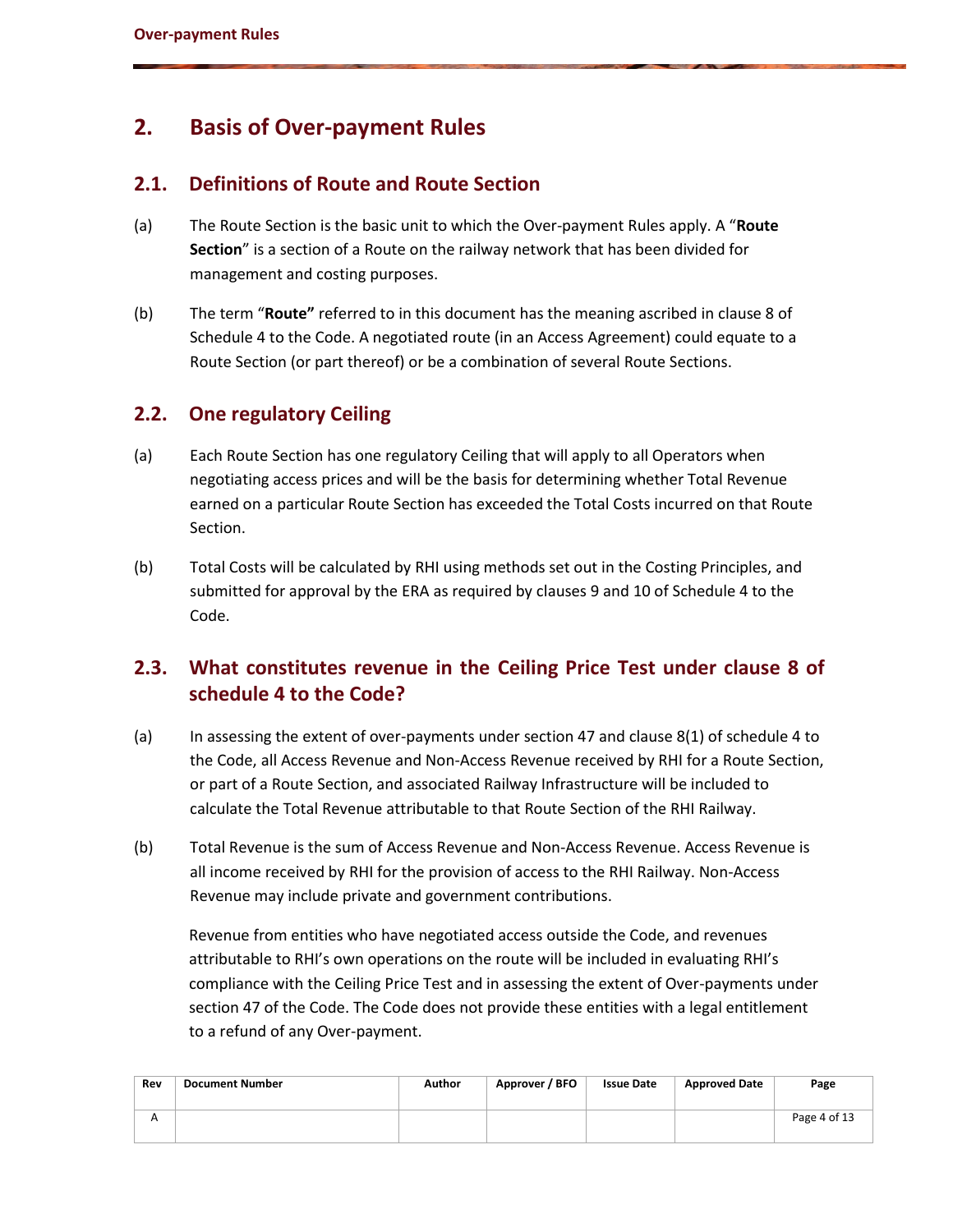# 2. Basis of Over-payment Rules

## 2.1. Definitions of Route and Route Section

(a) The Route Section is the basic unit to which the Over-payment Rules apply. A "**Route Section**" is a section of a Route on the railway network that has been divided for management and costing purposes.

(b) The term "**Route"** referred to in this document has the meaning ascribed in clause 8 of Schedule 4 to the Code. A negotiated route (in an Access Agreement) could equate to a Route Section (or part thereof) or be a combination of several Route Sections.

## 2.2. One regulatory Ceiling

(a) Each Route Section has one regulatory Ceiling that will apply to all Operators when negotiating access prices and will be the basis for determining whether Total Revenue earned on a particular Route Section has exceeded the Total Costs incurred on that Route Section.

(b) Total Costs will be calculated by RHI using methods set out in the Costing Principles, and submitted for approval by the ERA as required by clauses 9 and 10 of Schedule 4 to the Code.

## 2.3. What constitutes revenue in the Ceiling Price Test under clause 8 of schedule 4 to the Code?

(a) In assessing the extent of over-payments under section 47 and clause 8(1) of schedule 4 to the Code, all Access Revenue and Non-Access Revenue received by RHI for a Route Section, or part of a Route Section, and associated Railway Infrastructure will be included to calculate the Total Revenue attributable to that Route Section of the RHI Railway.

(b) Total Revenue is the sum of Access Revenue and Non-Access Revenue. Access Revenue is all income received by RHI for the provision of access to the RHI Railway. Non-Access Revenue may include private and government contributions.

Revenue from entities who have negotiated access outside the Code, and revenues attributable to RHI's own operations on the route will be included in evaluating RHI's compliance with the Ceiling Price Test and in assessing the extent of Over-payments under section 47 of the Code. The Code does not provide these entities with a legal entitlement to a refund of any Over-payment.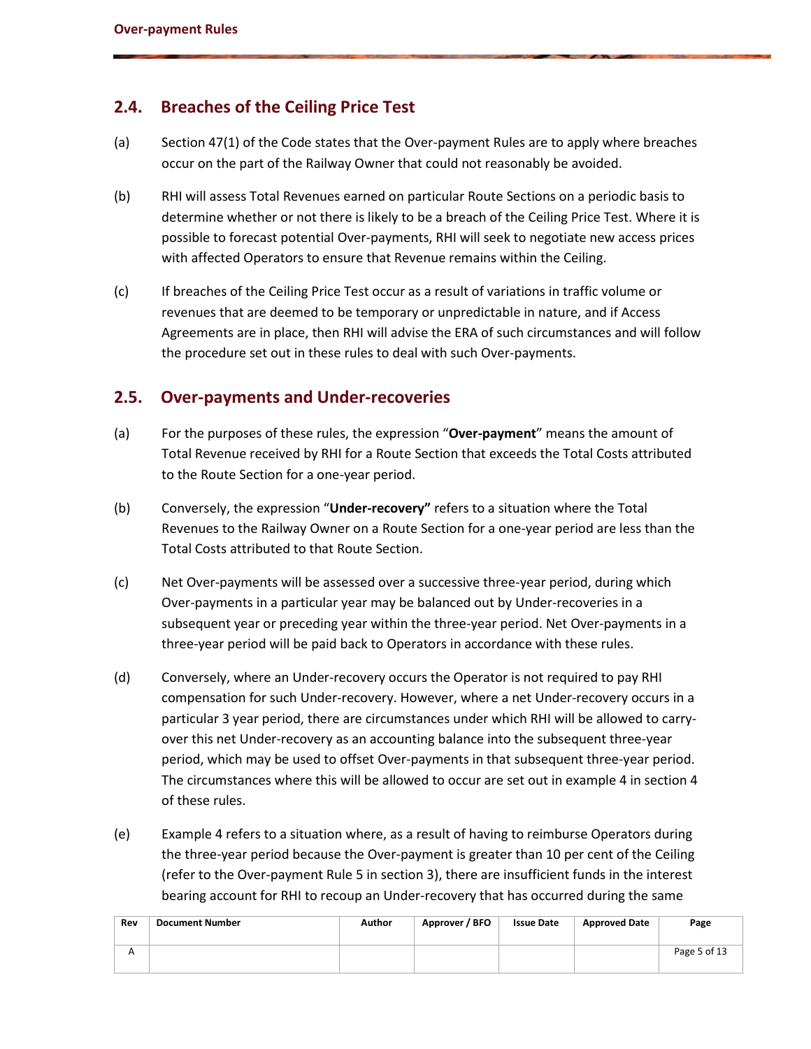## 2.4. Breaches of the Ceiling Price Test

(a) Section 47(1) of the Code states that the Over-payment Rules are to apply where breaches occur on the part of the Railway Owner that could not reasonably be avoided.

(b) RHI will assess Total Revenues earned on particular Route Sections on a periodic basis to determine whether or not there is likely to be a breach of the Ceiling Price Test. Where it is possible to forecast potential Over-payments, RHI will seek to negotiate new access prices with affected Operators to ensure that Revenue remains within the Ceiling.

(c) If breaches of the Ceiling Price Test occur as a result of variations in traffic volume or revenues that are deemed to be temporary or unpredictable in nature, and if Access Agreements are in place, then RHI will advise the ERA of such circumstances and will follow the procedure set out in these rules to deal with such Over-payments.

## 2.5. Over-payments and Under-recoveries

(a) For the purposes of these rules, the expression "**Over-payment**" means the amount of Total Revenue received by RHI for a Route Section that exceeds the Total Costs attributed to the Route Section for a one-year period.

(b) Conversely, the expression "**Under-recovery"** refers to a situation where the Total Revenues to the Railway Owner on a Route Section for a one-year period are less than the Total Costs attributed to that Route Section.

(c) Net Over-payments will be assessed over a successive three-year period, during which Over-payments in a particular year may be balanced out by Under-recoveries in a subsequent year or preceding year within the three-year period. Net Over-payments in a three-year period will be paid back to Operators in accordance with these rules.

(d) Conversely, where an Under-recovery occurs the Operator is not required to pay RHI compensation for such Under-recovery. However, where a net Under-recovery occurs in a particular 3 year period, there are circumstances under which RHI will be allowed to carry-over this net Under-recovery as an accounting balance into the subsequent three-year period, which may be used to offset Over-payments in that subsequent three-year period. The circumstances where this will be allowed to occur are set out in example 4 in section 4 of these rules.

(e) Example 4 refers to a situation where, as a result of having to reimburse Operators during the three-year period because the Over-payment is greater than 10 per cent of the Ceiling (refer to the Over-payment Rule 5 in section 3), there are insufficient funds in the interest bearing account for RHI to recoup an Under-recovery that has occurred during the same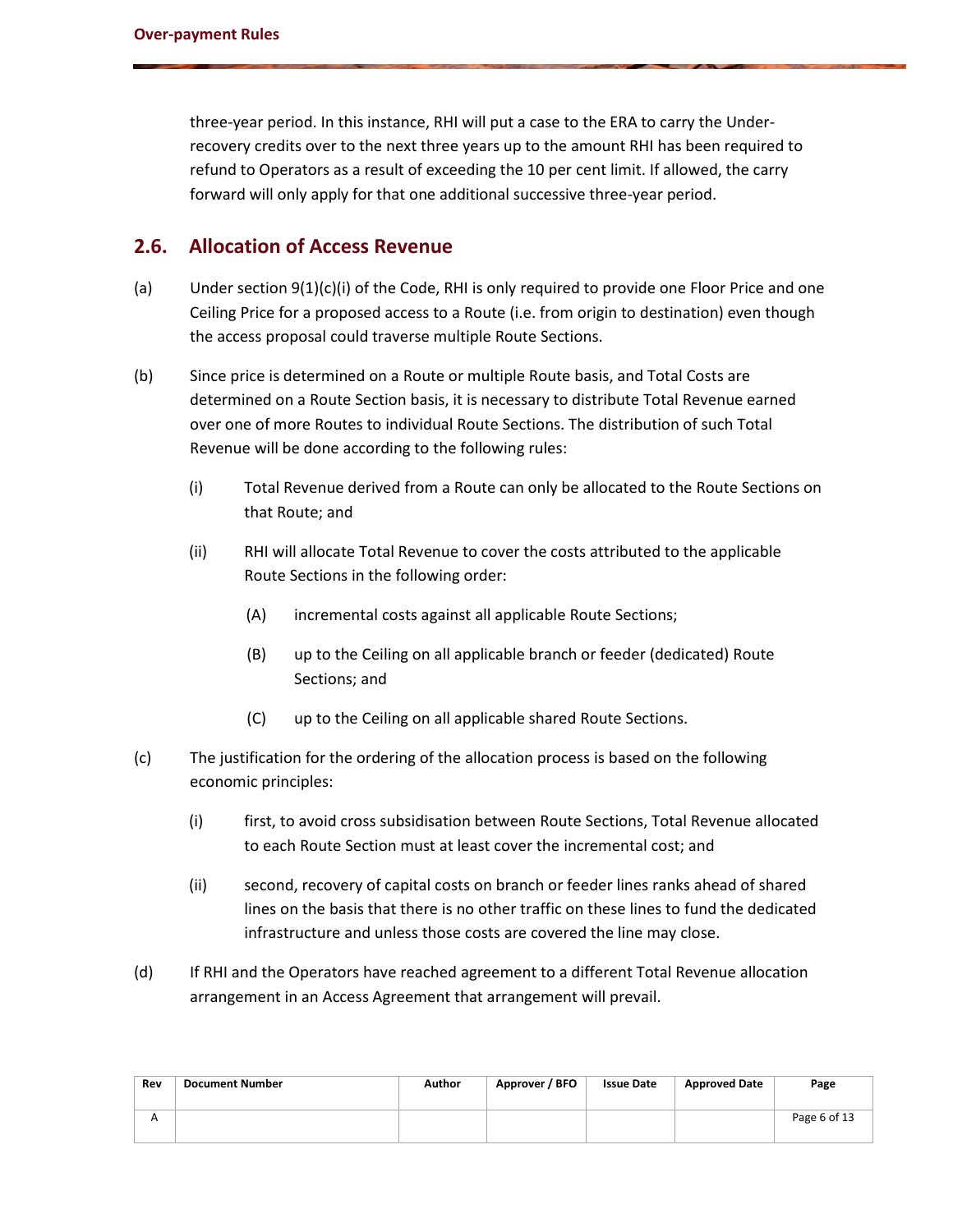three-year period. In this instance, RHI will put a case to the ERA to carry the Under-recovery credits over to the next three years up to the amount RHI has been required to refund to Operators as a result of exceeding the 10 per cent limit. If allowed, the carry forward will only apply for that one additional successive three-year period.

## 2.6. Allocation of Access Revenue

(a) Under section 9(1)(c)(i) of the Code, RHI is only required to provide one Floor Price and one Ceiling Price for a proposed access to a Route (i.e. from origin to destination) even though the access proposal could traverse multiple Route Sections.

(b) Since price is determined on a Route or multiple Route basis, and Total Costs are determined on a Route Section basis, it is necessary to distribute Total Revenue earned over one of more Routes to individual Route Sections. The distribution of such Total Revenue will be done according to the following rules:

  (i) Total Revenue derived from a Route can only be allocated to the Route Sections on that Route; and

  (ii) RHI will allocate Total Revenue to cover the costs attributed to the applicable Route Sections in the following order:

    (A) incremental costs against all applicable Route Sections;

    (B) up to the Ceiling on all applicable branch or feeder (dedicated) Route Sections; and

    (C) up to the Ceiling on all applicable shared Route Sections.

(c) The justification for the ordering of the allocation process is based on the following economic principles:

  (i) first, to avoid cross subsidisation between Route Sections, Total Revenue allocated to each Route Section must at least cover the incremental cost; and

  (ii) second, recovery of capital costs on branch or feeder lines ranks ahead of shared lines on the basis that there is no other traffic on these lines to fund the dedicated infrastructure and unless those costs are covered the line may close.

(d) If RHI and the Operators have reached agreement to a different Total Revenue allocation arrangement in an Access Agreement that arrangement will prevail.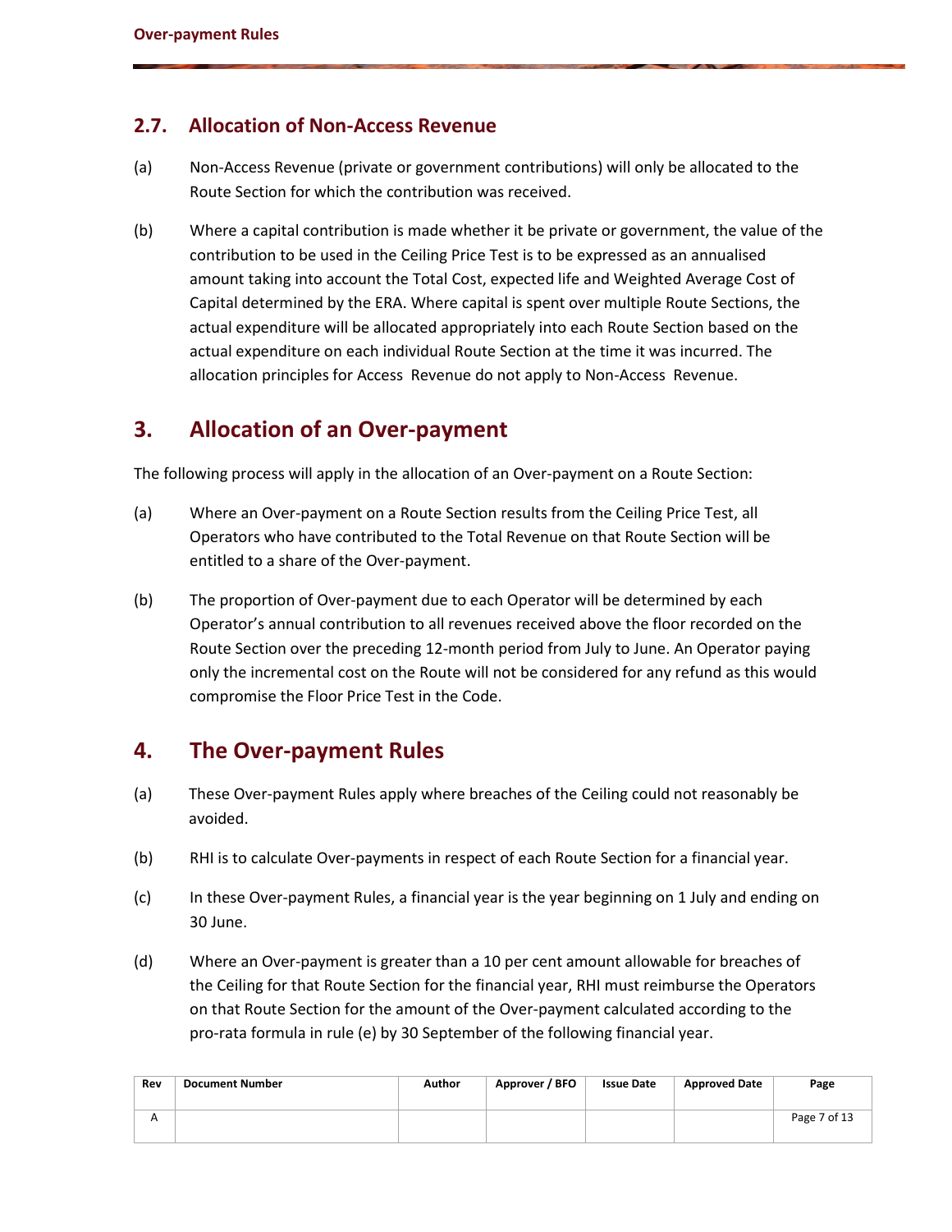## 2.7. Allocation of Non-Access Revenue

(a) Non-Access Revenue (private or government contributions) will only be allocated to the Route Section for which the contribution was received.

(b) Where a capital contribution is made whether it be private or government, the value of the contribution to be used in the Ceiling Price Test is to be expressed as an annualised amount taking into account the Total Cost, expected life and Weighted Average Cost of Capital determined by the ERA. Where capital is spent over multiple Route Sections, the actual expenditure will be allocated appropriately into each Route Section based on the actual expenditure on each individual Route Section at the time it was incurred. The allocation principles for Access Revenue do not apply to Non-Access Revenue.

# 3. Allocation of an Over-payment

The following process will apply in the allocation of an Over-payment on a Route Section:

(a) Where an Over-payment on a Route Section results from the Ceiling Price Test, all Operators who have contributed to the Total Revenue on that Route Section will be entitled to a share of the Over-payment.

(b) The proportion of Over-payment due to each Operator will be determined by each Operator's annual contribution to all revenues received above the floor recorded on the Route Section over the preceding 12-month period from July to June. An Operator paying only the incremental cost on the Route will not be considered for any refund as this would compromise the Floor Price Test in the Code.

# 4. The Over-payment Rules

(a) These Over-payment Rules apply where breaches of the Ceiling could not reasonably be avoided.

(b) RHI is to calculate Over-payments in respect of each Route Section for a financial year.

(c) In these Over-payment Rules, a financial year is the year beginning on 1 July and ending on 30 June.

(d) Where an Over-payment is greater than a 10 per cent amount allowable for breaches of the Ceiling for that Route Section for the financial year, RHI must reimburse the Operators on that Route Section for the amount of the Over-payment calculated according to the pro-rata formula in rule (e) by 30 September of the following financial year.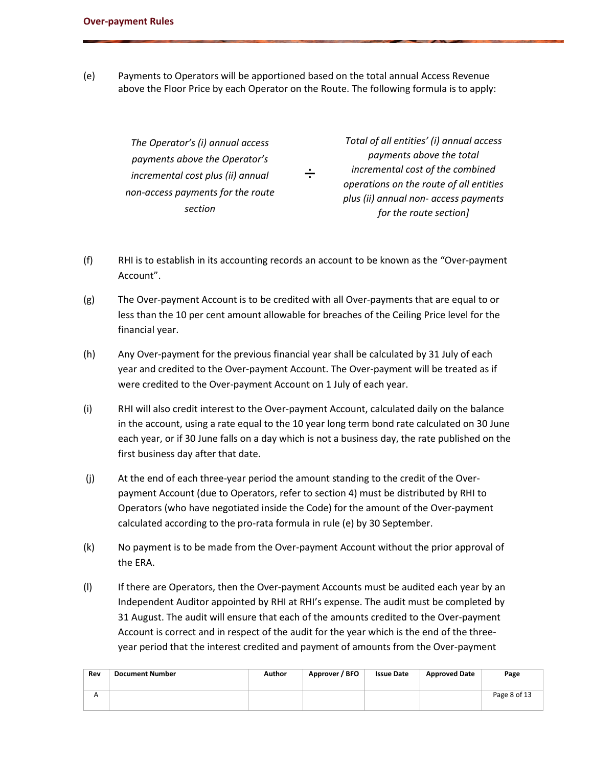(e) Payments to Operators will be apportioned based on the total annual Access Revenue above the Floor Price by each Operator on the Route. The following formula is to apply:

*The Operator's (i) annual access payments above the Operator's incremental cost plus (ii) annual non-access payments for the route section* ÷ *Total of all entities' (i) annual access payments above the total incremental cost of the combined operations on the route of all entities plus (ii) annual non- access payments for the route section]*

(f) RHI is to establish in its accounting records an account to be known as the "Over-payment Account".

(g) The Over-payment Account is to be credited with all Over-payments that are equal to or less than the 10 per cent amount allowable for breaches of the Ceiling Price level for the financial year.

(h) Any Over-payment for the previous financial year shall be calculated by 31 July of each year and credited to the Over-payment Account. The Over-payment will be treated as if were credited to the Over-payment Account on 1 July of each year.

(i) RHI will also credit interest to the Over-payment Account, calculated daily on the balance in the account, using a rate equal to the 10 year long term bond rate calculated on 30 June each year, or if 30 June falls on a day which is not a business day, the rate published on the first business day after that date.

(j) At the end of each three-year period the amount standing to the credit of the Over-payment Account (due to Operators, refer to section 4) must be distributed by RHI to Operators (who have negotiated inside the Code) for the amount of the Over-payment calculated according to the pro-rata formula in rule (e) by 30 September.

(k) No payment is to be made from the Over-payment Account without the prior approval of the ERA.

(l) If there are Operators, then the Over-payment Accounts must be audited each year by an Independent Auditor appointed by RHI at RHI's expense. The audit must be completed by 31 August. The audit will ensure that each of the amounts credited to the Over-payment Account is correct and in respect of the audit for the year which is the end of the three-year period that the interest credited and payment of amounts from the Over-payment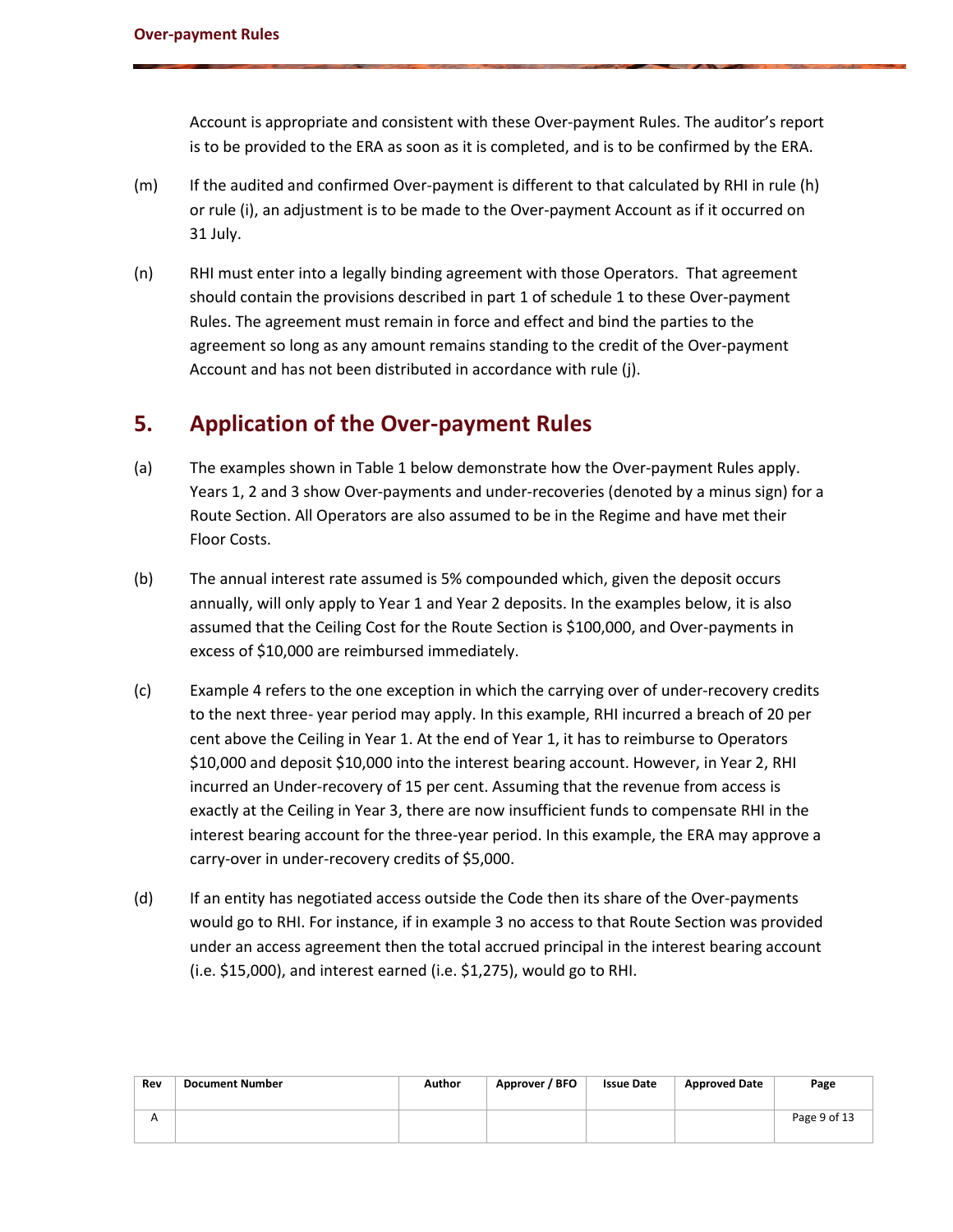Account is appropriate and consistent with these Over-payment Rules. The auditor's report is to be provided to the ERA as soon as it is completed, and is to be confirmed by the ERA.

(m) If the audited and confirmed Over-payment is different to that calculated by RHI in rule (h) or rule (i), an adjustment is to be made to the Over-payment Account as if it occurred on 31 July.

(n) RHI must enter into a legally binding agreement with those Operators. That agreement should contain the provisions described in part 1 of schedule 1 to these Over-payment Rules. The agreement must remain in force and effect and bind the parties to the agreement so long as any amount remains standing to the credit of the Over-payment Account and has not been distributed in accordance with rule (j).

## 5. Application of the Over-payment Rules

(a) The examples shown in Table 1 below demonstrate how the Over-payment Rules apply. Years 1, 2 and 3 show Over-payments and under-recoveries (denoted by a minus sign) for a Route Section. All Operators are also assumed to be in the Regime and have met their Floor Costs.

(b) The annual interest rate assumed is 5% compounded which, given the deposit occurs annually, will only apply to Year 1 and Year 2 deposits. In the examples below, it is also assumed that the Ceiling Cost for the Route Section is $100,000, and Over-payments in excess of $10,000 are reimbursed immediately.

(c) Example 4 refers to the one exception in which the carrying over of under-recovery credits to the next three- year period may apply. In this example, RHI incurred a breach of 20 per cent above the Ceiling in Year 1. At the end of Year 1, it has to reimburse to Operators $10,000 and deposit $10,000 into the interest bearing account. However, in Year 2, RHI incurred an Under-recovery of 15 per cent. Assuming that the revenue from access is exactly at the Ceiling in Year 3, there are now insufficient funds to compensate RHI in the interest bearing account for the three-year period. In this example, the ERA may approve a carry-over in under-recovery credits of $5,000.

(d) If an entity has negotiated access outside the Code then its share of the Over-payments would go to RHI. For instance, if in example 3 no access to that Route Section was provided under an access agreement then the total accrued principal in the interest bearing account (i.e. $15,000), and interest earned (i.e. $1,275), would go to RHI.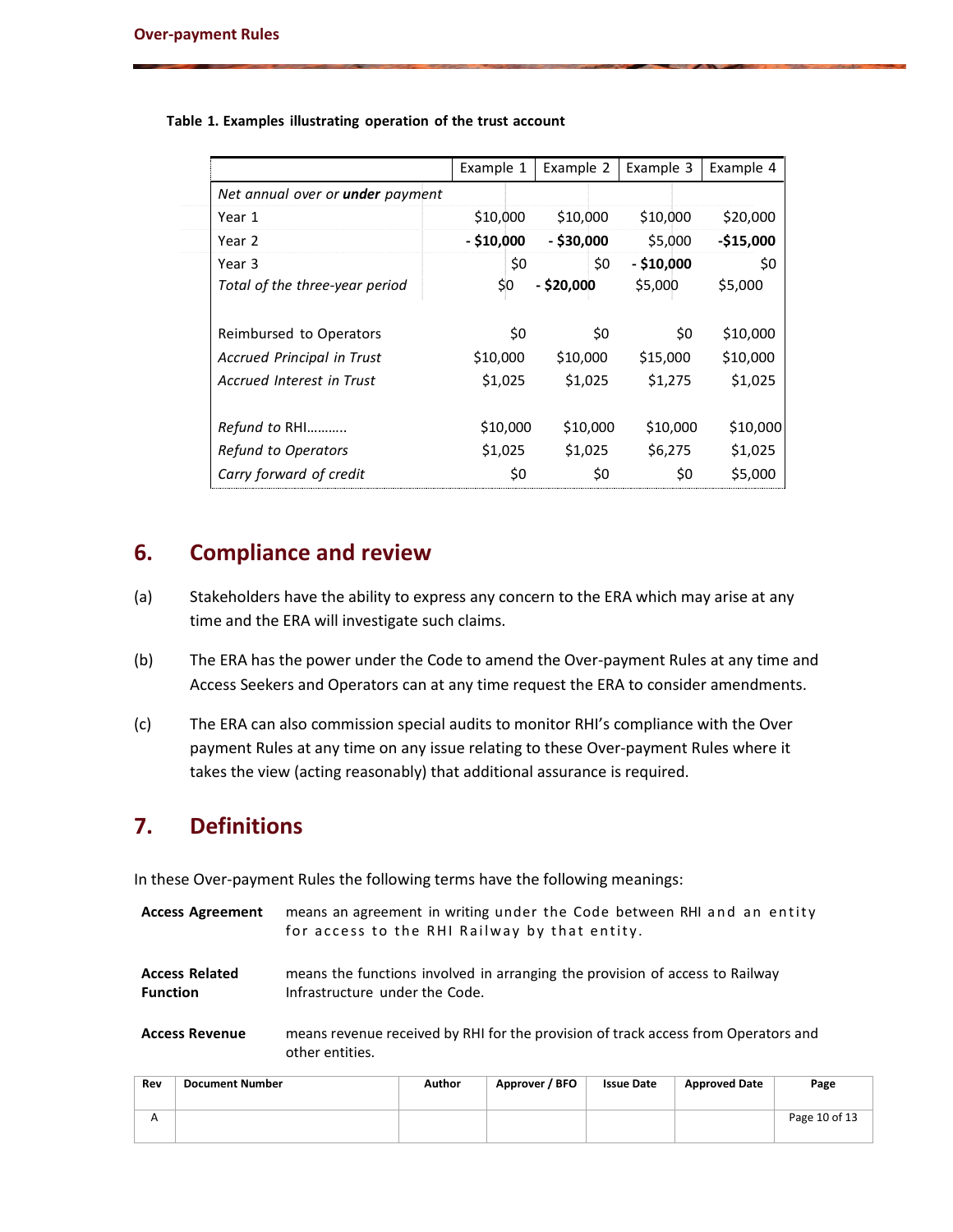**Table 1. Examples illustrating operation of the trust account**

| | Example 1 | Example 2 | Example 3 | Example 4 |
|---|---|---|---|---|
| *Net annual over or **under** payment* | | | | |
| Year 1 | $10,000 | $10,000 | $10,000 | $20,000 |
| Year 2 | **- $10,000** | **- $30,000** | $5,000 | **-$15,000** |
| Year 3 | $0 | $0 | **- $10,000** | $0 |
| *Total of the three-year period* | $0 | **- $20,000** | $5,000 | $5,000 |
| | | | | |
| Reimbursed to Operators | $0 | $0 | $0 | $10,000 |
| *Accrued Principal in Trust* | $10,000 | $10,000 | $15,000 | $10,000 |
| *Accrued Interest in Trust* | $1,025 | $1,025 | $1,275 | $1,025 |
| | | | | |
| *Refund to* RHI……….. | $10,000 | $10,000 | $10,000 | $10,000 |
| *Refund to Operators* | $1,025 | $1,025 | $6,275 | $1,025 |
| *Carry forward of credit* | $0 | $0 | $0 | $5,000 |

## 6. Compliance and review

(a) Stakeholders have the ability to express any concern to the ERA which may arise at any time and the ERA will investigate such claims.

(b) The ERA has the power under the Code to amend the Over-payment Rules at any time and Access Seekers and Operators can at any time request the ERA to consider amendments.

(c) The ERA can also commission special audits to monitor RHI's compliance with the Over payment Rules at any time on any issue relating to these Over-payment Rules where it takes the view (acting reasonably) that additional assurance is required.

## 7. Definitions

In these Over-payment Rules the following terms have the following meanings:

**Access Agreement** means an agreement in writing under the Code between RHI and an entity for access to the RHI Railway by that entity.

**Access Related Function** means the functions involved in arranging the provision of access to Railway Infrastructure under the Code.

**Access Revenue** means revenue received by RHI for the provision of track access from Operators and other entities.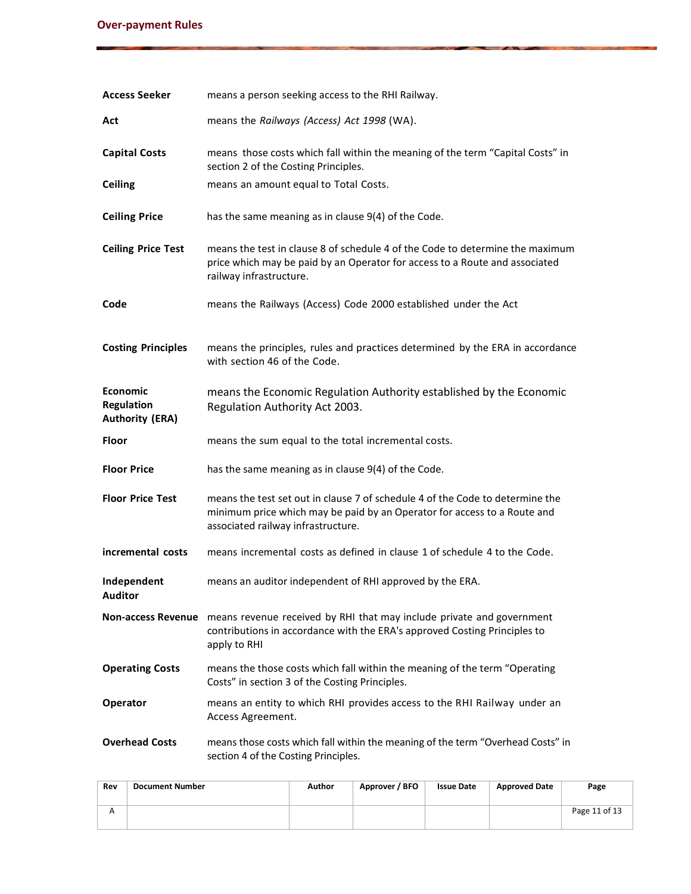| | |
|---|---|
| **Access Seeker** | means a person seeking access to the RHI Railway. |
| **Act** | means the *Railways (Access) Act 1998* (WA). |
| **Capital Costs** | means those costs which fall within the meaning of the term "Capital Costs" in section 2 of the Costing Principles. |
| **Ceiling** | means an amount equal to Total Costs. |
| **Ceiling Price** | has the same meaning as in clause 9(4) of the Code. |
| **Ceiling Price Test** | means the test in clause 8 of schedule 4 of the Code to determine the maximum price which may be paid by an Operator for access to a Route and associated railway infrastructure. |
| **Code** | means the Railways (Access) Code 2000 established under the Act |
| **Costing Principles** | means the principles, rules and practices determined by the ERA in accordance with section 46 of the Code. |
| **Economic Regulation Authority (ERA)** | means the Economic Regulation Authority established by the Economic Regulation Authority Act 2003. |
| **Floor** | means the sum equal to the total incremental costs. |
| **Floor Price** | has the same meaning as in clause 9(4) of the Code. |
| **Floor Price Test** | means the test set out in clause 7 of schedule 4 of the Code to determine the minimum price which may be paid by an Operator for access to a Route and associated railway infrastructure. |
| **incremental costs** | means incremental costs as defined in clause 1 of schedule 4 to the Code. |
| **Independent Auditor** | means an auditor independent of RHI approved by the ERA. |
| **Non-access Revenue** | means revenue received by RHI that may include private and government contributions in accordance with the ERA's approved Costing Principles to apply to RHI |
| **Operating Costs** | means the those costs which fall within the meaning of the term "Operating Costs" in section 3 of the Costing Principles. |
| **Operator** | means an entity to which RHI provides access to the RHI Railway under an Access Agreement. |
| **Overhead Costs** | means those costs which fall within the meaning of the term "Overhead Costs" in section 4 of the Costing Principles. |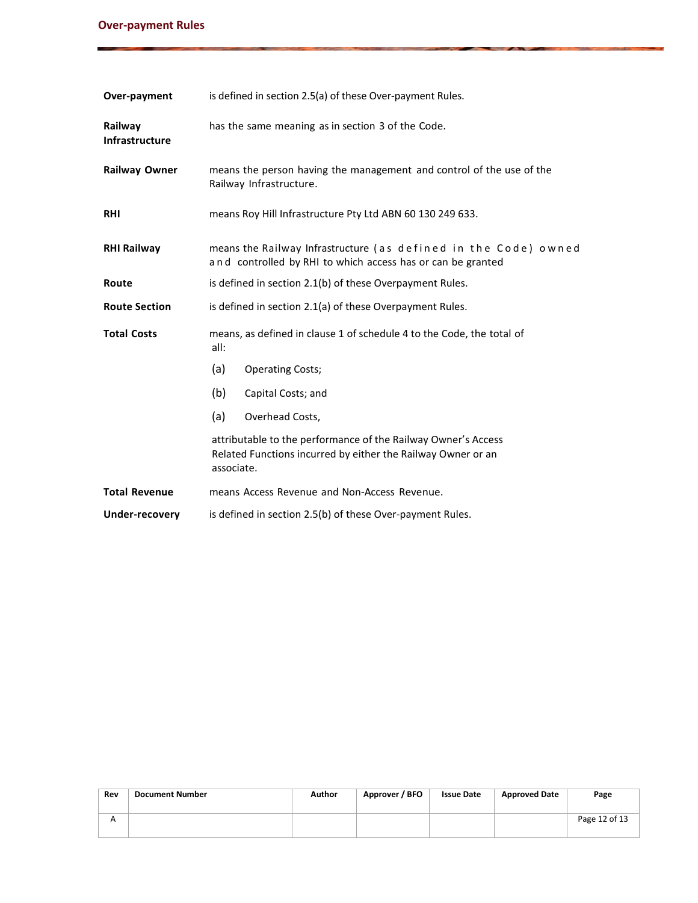| | |
|---|---|
| **Over-payment** | is defined in section 2.5(a) of these Over-payment Rules. |
| **Railway Infrastructure** | has the same meaning as in section 3 of the Code. |
| **Railway Owner** | means the person having the management and control of the use of the Railway Infrastructure. |
| **RHI** | means Roy Hill Infrastructure Pty Ltd ABN 60 130 249 633. |
| **RHI Railway** | means the Railway Infrastructure (as defined in the Code) owned and controlled by RHI to which access has or can be granted |
| **Route** | is defined in section 2.1(b) of these Overpayment Rules. |
| **Route Section** | is defined in section 2.1(a) of these Overpayment Rules. |
| **Total Costs** | means, as defined in clause 1 of schedule 4 to the Code, the total of all: (a) Operating Costs; (b) Capital Costs; and (a) Overhead Costs, attributable to the performance of the Railway Owner's Access Related Functions incurred by either the Railway Owner or an associate. |
| **Total Revenue** | means Access Revenue and Non-Access Revenue. |
| **Under-recovery** | is defined in section 2.5(b) of these Over-payment Rules. |

| Rev | Document Number | Author | Approver / BFO | Issue Date | Approved Date |
|---|---|---|---|---|---|
| A | | | | | |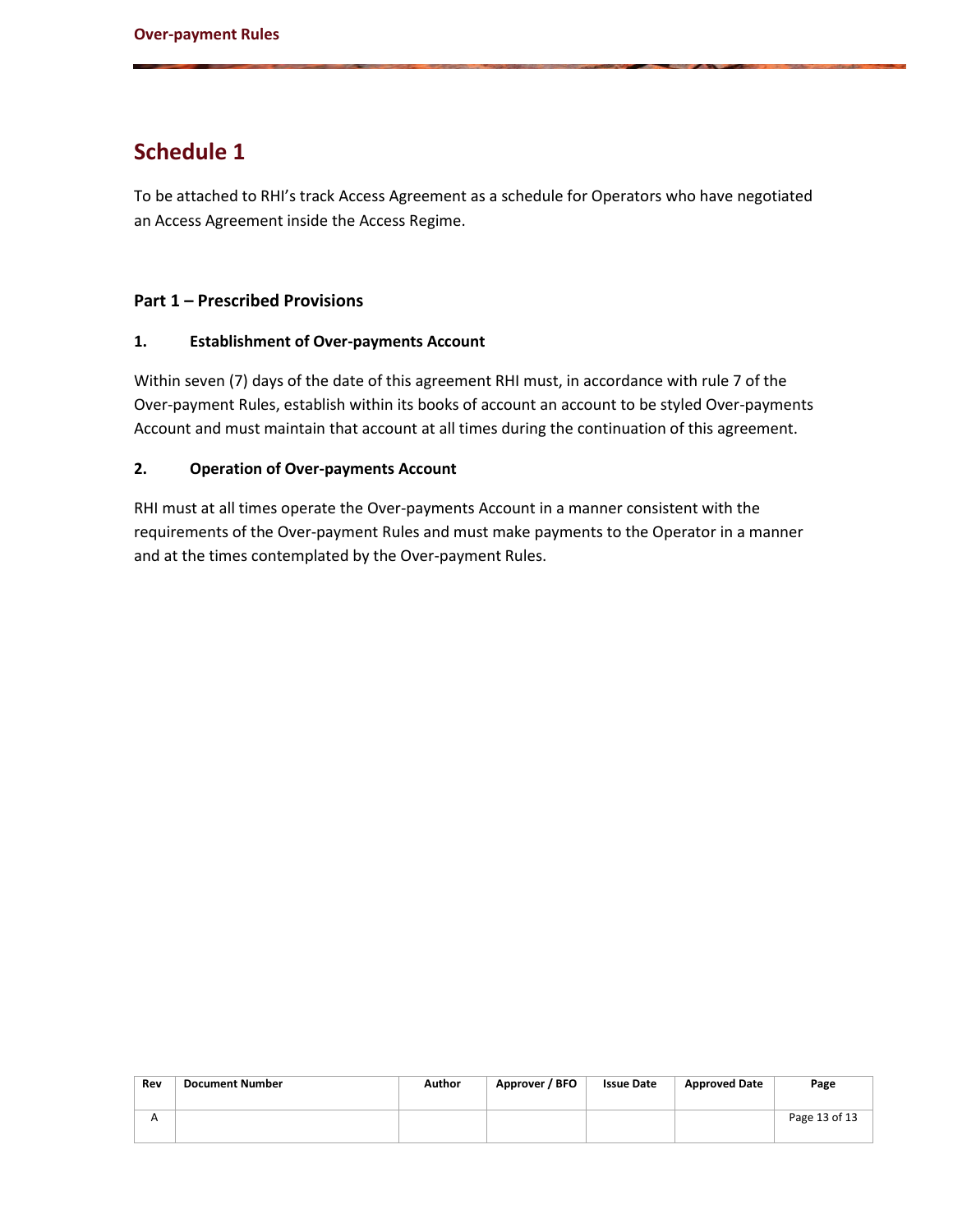# Schedule 1

To be attached to RHI's track Access Agreement as a schedule for Operators who have negotiated an Access Agreement inside the Access Regime.

## Part 1 – Prescribed Provisions

### 1. Establishment of Over-payments Account

Within seven (7) days of the date of this agreement RHI must, in accordance with rule 7 of the Over-payment Rules, establish within its books of account an account to be styled Over-payments Account and must maintain that account at all times during the continuation of this agreement.

### 2. Operation of Over-payments Account

RHI must at all times operate the Over-payments Account in a manner consistent with the requirements of the Over-payment Rules and must make payments to the Operator in a manner and at the times contemplated by the Over-payment Rules.